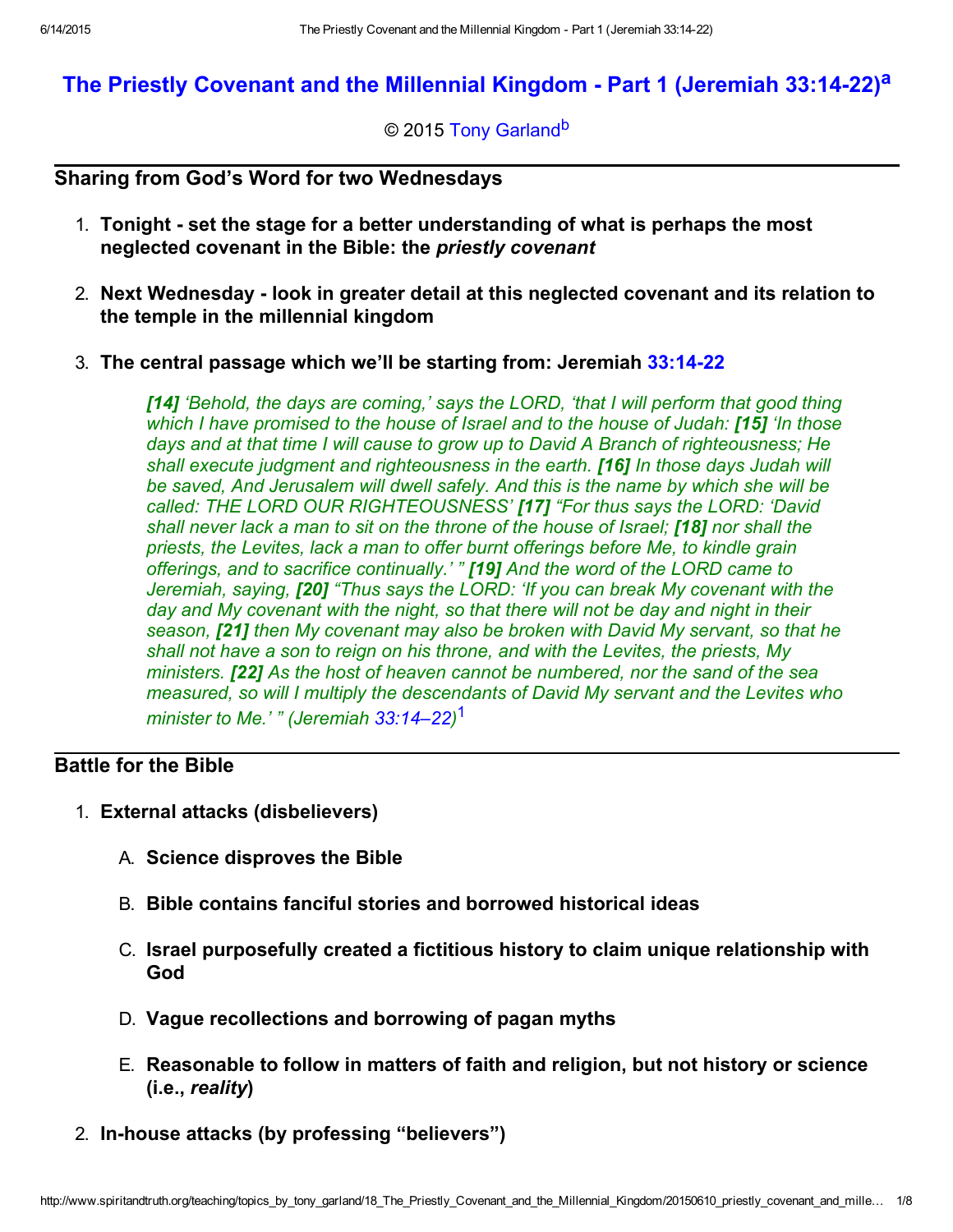# The Priestly Covenant and the Millennial Kingdom - Part 1 (Jeremiah 33:14-22)[a]

© 2015 Tony Garland[b]

## Sharing from God's Word for two Wednesdays

1. **Tonight - set the stage for a better understanding of what is perhaps the most neglected covenant in the Bible: the *priestly covenant***

2. **Next Wednesday - look in greater detail at this neglected covenant and its relation to the temple in the millennial kingdom**

3. **The central passage which we'll be starting from: Jeremiah 33:14-22**

   > ***[14]*** *'Behold, the days are coming,' says the LORD, 'that I will perform that good thing which I have promised to the house of Israel and to the house of Judah:* ***[15]*** *'In those days and at that time I will cause to grow up to David A Branch of righteousness; He shall execute judgment and righteousness in the earth.* ***[16]*** *In those days Judah will be saved, And Jerusalem will dwell safely. And this is the name by which she will be called: THE LORD OUR RIGHTEOUSNESS'* ***[17]*** *"For thus says the LORD: 'David shall never lack a man to sit on the throne of the house of Israel;* ***[18]*** *nor shall the priests, the Levites, lack a man to offer burnt offerings before Me, to kindle grain offerings, and to sacrifice continually.' "* ***[19]*** *And the word of the LORD came to Jeremiah, saying,* ***[20]*** *"Thus says the LORD: 'If you can break My covenant with the day and My covenant with the night, so that there will not be day and night in their season,* ***[21]*** *then My covenant may also be broken with David My servant, so that he shall not have a son to reign on his throne, and with the Levites, the priests, My ministers.* ***[22]*** *As the host of heaven cannot be numbered, nor the sand of the sea measured, so will I multiply the descendants of David My servant and the Levites who minister to Me.' " (Jeremiah 33:14–22)*[1]

## Battle for the Bible

1. **External attacks (disbelievers)**

   A. **Science disproves the Bible**

   B. **Bible contains fanciful stories and borrowed historical ideas**

   C. **Israel purposefully created a fictitious history to claim unique relationship with God**

   D. **Vague recollections and borrowing of pagan myths**

   E. **Reasonable to follow in matters of faith and religion, but not history or science (i.e., *reality*)**

2. **In-house attacks (by professing "believers")**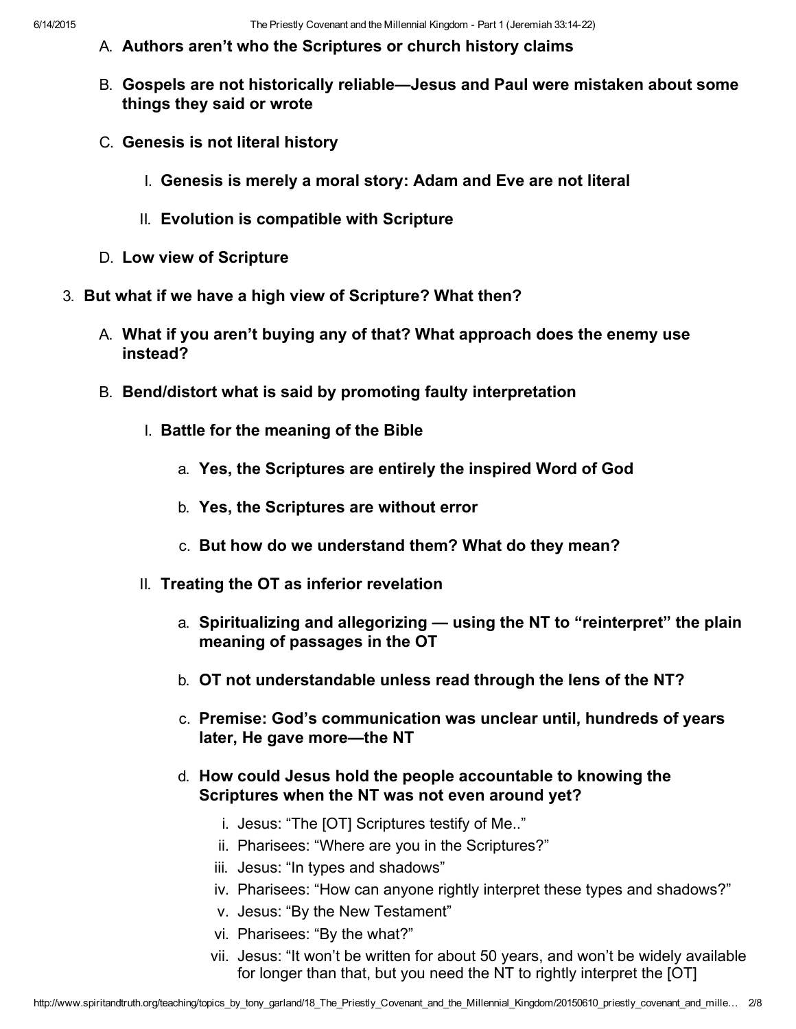A. **Authors aren't who the Scriptures or church history claims**

B. **Gospels are not historically reliable—Jesus and Paul were mistaken about some things they said or wrote**

C. **Genesis is not literal history**

  I. **Genesis is merely a moral story: Adam and Eve are not literal**

  II. **Evolution is compatible with Scripture**

D. **Low view of Scripture**

3. **But what if we have a high view of Scripture? What then?**

  A. **What if you aren't buying any of that? What approach does the enemy use instead?**

  B. **Bend/distort what is said by promoting faulty interpretation**

    I. **Battle for the meaning of the Bible**

      a. **Yes, the Scriptures are entirely the inspired Word of God**

      b. **Yes, the Scriptures are without error**

      c. **But how do we understand them? What do they mean?**

    II. **Treating the OT as inferior revelation**

      a. **Spiritualizing and allegorizing — using the NT to "reinterpret" the plain meaning of passages in the OT**

      b. **OT not understandable unless read through the lens of the NT?**

      c. **Premise: God's communication was unclear until, hundreds of years later, He gave more—the NT**

      d. **How could Jesus hold the people accountable to knowing the Scriptures when the NT was not even around yet?**

        i. Jesus: "The [OT] Scriptures testify of Me.."
        ii. Pharisees: "Where are you in the Scriptures?"
        iii. Jesus: "In types and shadows"
        iv. Pharisees: "How can anyone rightly interpret these types and shadows?"
        v. Jesus: "By the New Testament"
        vi. Pharisees: "By the what?"
        vii. Jesus: "It won't be written for about 50 years, and won't be widely available for longer than that, but you need the NT to rightly interpret the [OT]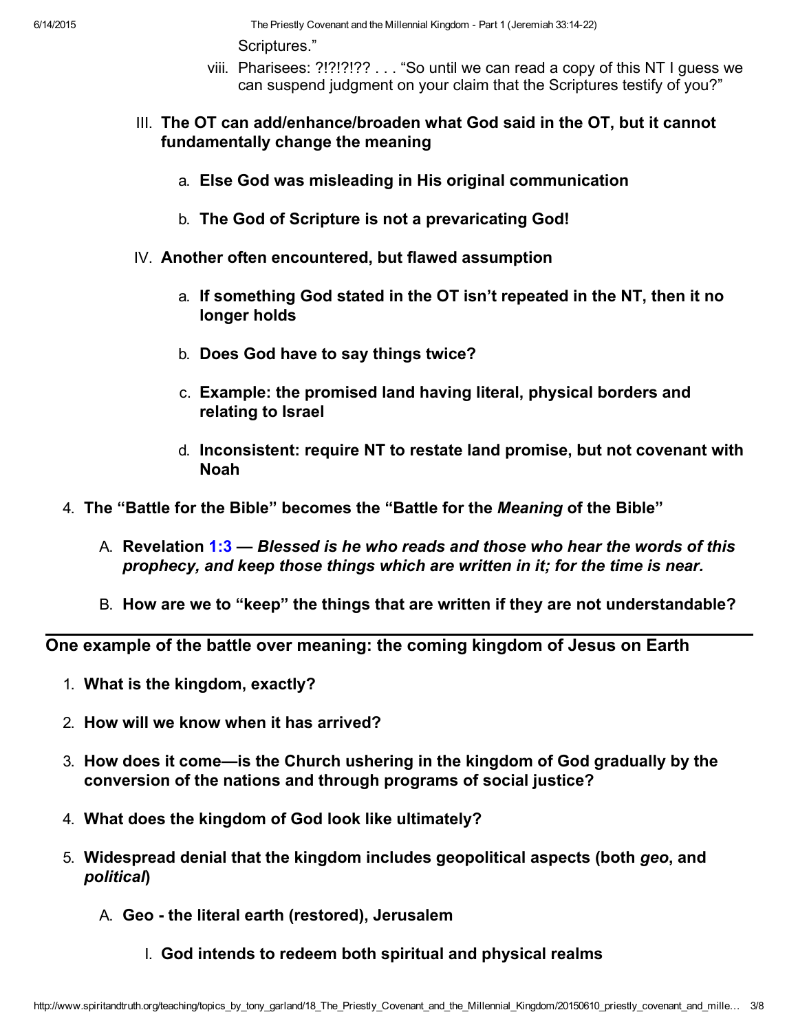Scriptures."

viii. Pharisees: ?!?!?!?? . . . "So until we can read a copy of this NT I guess we can suspend judgment on your claim that the Scriptures testify of you?"

III. **The OT can add/enhance/broaden what God said in the OT, but it cannot fundamentally change the meaning**

   a. **Else God was misleading in His original communication**

   b. **The God of Scripture is not a prevaricating God!**

IV. **Another often encountered, but flawed assumption**

   a. **If something God stated in the OT isn't repeated in the NT, then it no longer holds**

   b. **Does God have to say things twice?**

   c. **Example: the promised land having literal, physical borders and relating to Israel**

   d. **Inconsistent: require NT to restate land promise, but not covenant with Noah**

4. **The "Battle for the Bible" becomes the "Battle for the *Meaning* of the Bible"**

   A. **Revelation 1:3 —** ***Blessed is he who reads and those who hear the words of this prophecy, and keep those things which are written in it; for the time is near.***

   B. **How are we to "keep" the things that are written if they are not understandable?**

---

## One example of the battle over meaning: the coming kingdom of Jesus on Earth

1. **What is the kingdom, exactly?**

2. **How will we know when it has arrived?**

3. **How does it come—is the Church ushering in the kingdom of God gradually by the conversion of the nations and through programs of social justice?**

4. **What does the kingdom of God look like ultimately?**

5. **Widespread denial that the kingdom includes geopolitical aspects (both *geo*, and *political*)**

   A. **Geo - the literal earth (restored), Jerusalem**

      I. **God intends to redeem both spiritual and physical realms**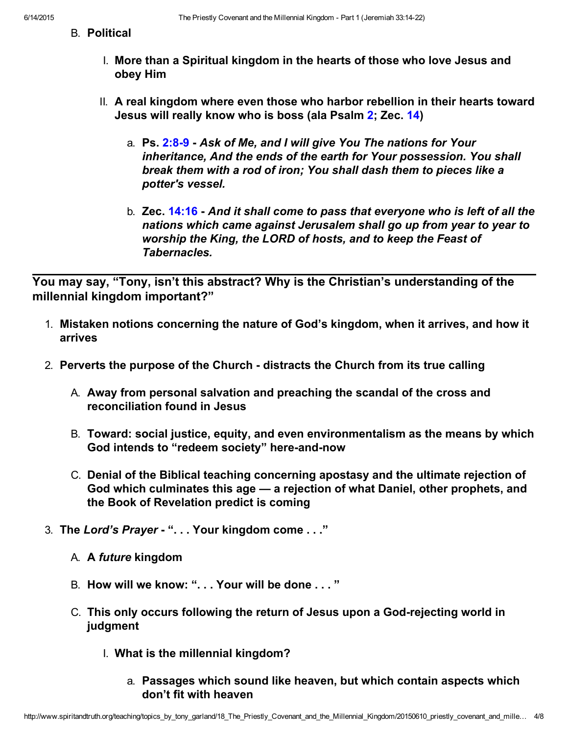B. **Political**

   I. **More than a Spiritual kingdom in the hearts of those who love Jesus and obey Him**

   II. **A real kingdom where even those who harbor rebellion in their hearts toward Jesus will really know who is boss (ala Psalm 2; Zec. 14)**

      a. **Ps. 2:8-9 -** ***Ask of Me, and I will give You The nations for Your inheritance, And the ends of the earth for Your possession. You shall break them with a rod of iron; You shall dash them to pieces like a potter's vessel.***

      b. **Zec. 14:16 -** ***And it shall come to pass that everyone who is left of all the nations which came against Jerusalem shall go up from year to year to worship the King, the LORD of hosts, and to keep the Feast of Tabernacles.***

---

**You may say, "Tony, isn't this abstract? Why is the Christian's understanding of the millennial kingdom important?"**

1. **Mistaken notions concerning the nature of God's kingdom, when it arrives, and how it arrives**

2. **Perverts the purpose of the Church - distracts the Church from its true calling**

   A. **Away from personal salvation and preaching the scandal of the cross and reconciliation found in Jesus**

   B. **Toward: social justice, equity, and even environmentalism as the means by which God intends to "redeem society" here-and-now**

   C. **Denial of the Biblical teaching concerning apostasy and the ultimate rejection of God which culminates this age — a rejection of what Daniel, other prophets, and the Book of Revelation predict is coming**

3. **The *Lord's Prayer* - ". . . Your kingdom come . . ."**

   A. **A *future* kingdom**

   B. **How will we know: ". . . Your will be done . . . "**

   C. **This only occurs following the return of Jesus upon a God-rejecting world in judgment**

      I. **What is the millennial kingdom?**

         a. **Passages which sound like heaven, but which contain aspects which don't fit with heaven**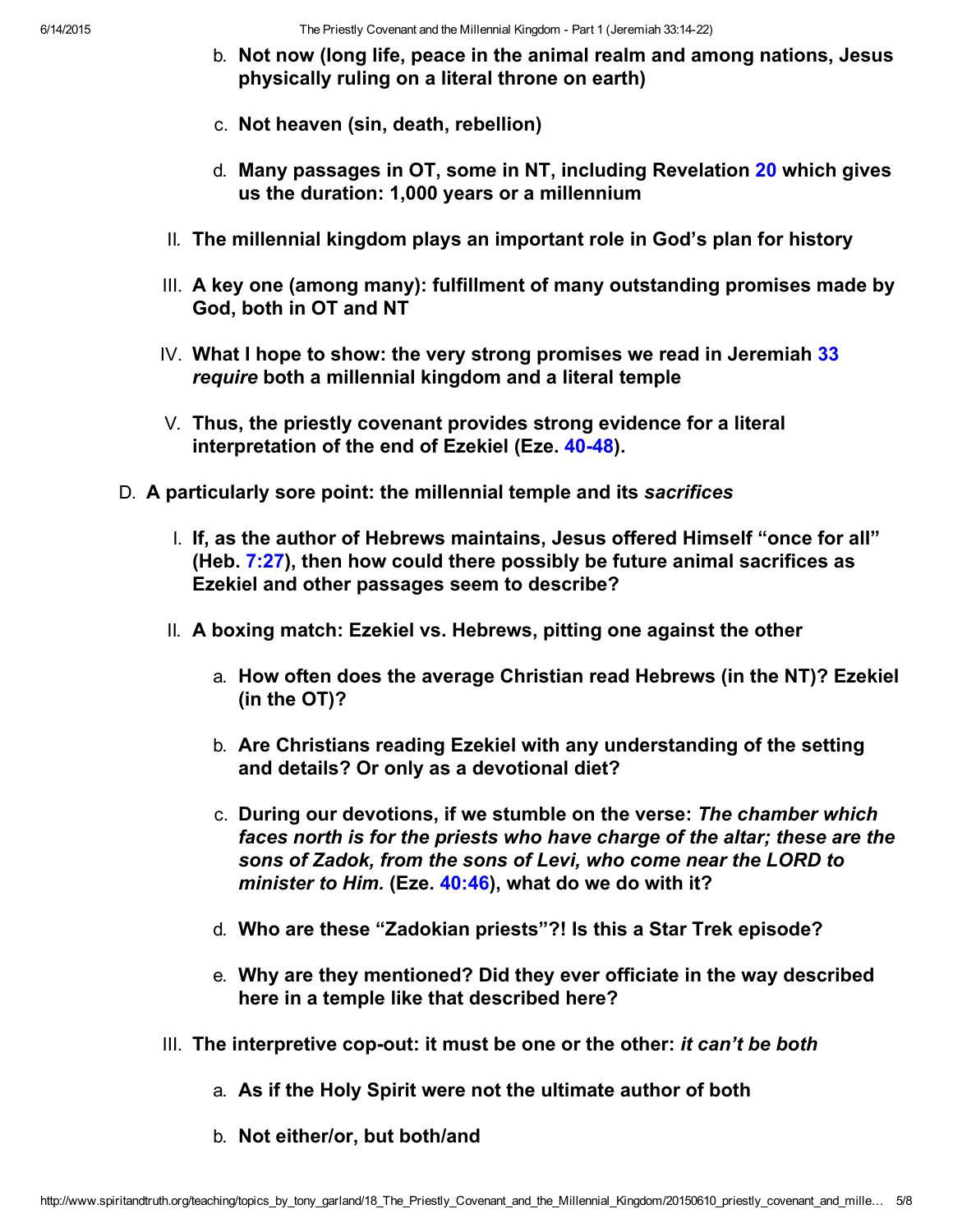b. **Not now (long life, peace in the animal realm and among nations, Jesus physically ruling on a literal throne on earth)**

  c. **Not heaven (sin, death, rebellion)**

  d. **Many passages in OT, some in NT, including Revelation 20 which gives us the duration: 1,000 years or a millennium**

 II. **The millennial kingdom plays an important role in God's plan for history**

 III. **A key one (among many): fulfillment of many outstanding promises made by God, both in OT and NT**

 IV. **What I hope to show: the very strong promises we read in Jeremiah 33 *require* both a millennial kingdom and a literal temple**

 V. **Thus, the priestly covenant provides strong evidence for a literal interpretation of the end of Ezekiel (Eze. 40-48).**

D. **A particularly sore point: the millennial temple and its *sacrifices***

 I. **If, as the author of Hebrews maintains, Jesus offered Himself "once for all" (Heb. 7:27), then how could there possibly be future animal sacrifices as Ezekiel and other passages seem to describe?**

 II. **A boxing match: Ezekiel vs. Hebrews, pitting one against the other**

  a. **How often does the average Christian read Hebrews (in the NT)? Ezekiel (in the OT)?**

  b. **Are Christians reading Ezekiel with any understanding of the setting and details? Or only as a devotional diet?**

  c. **During our devotions, if we stumble on the verse: *The chamber which faces north is for the priests who have charge of the altar; these are the sons of Zadok, from the sons of Levi, who come near the LORD to minister to Him.* (Eze. 40:46), what do we do with it?**

  d. **Who are these "Zadokian priests"?! Is this a Star Trek episode?**

  e. **Why are they mentioned? Did they ever officiate in the way described here in a temple like that described here?**

 III. **The interpretive cop-out: it must be one or the other: *it can't be both***

  a. **As if the Holy Spirit were not the ultimate author of both**

  b. **Not either/or, but both/and**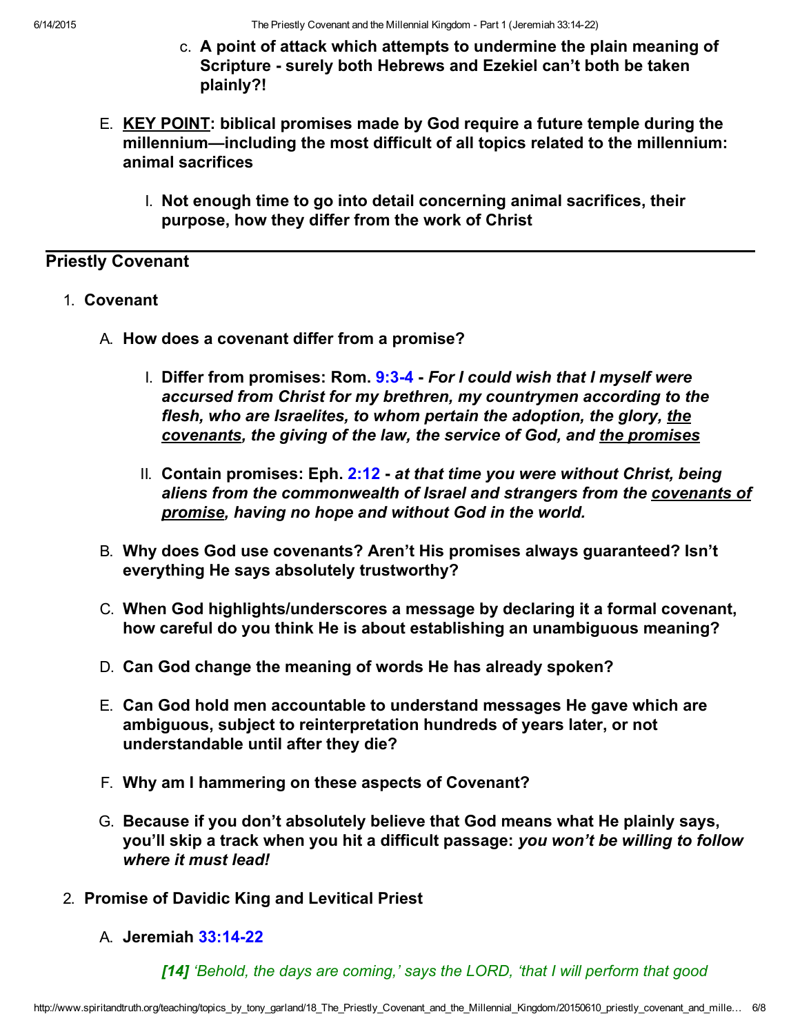c. **A point of attack which attempts to undermine the plain meaning of Scripture - surely both Hebrews and Ezekiel can't both be taken plainly?!**

E. **<u>KEY POINT</u>: biblical promises made by God require a future temple during the millennium—including the most difficult of all topics related to the millennium: animal sacrifices**

   I. **Not enough time to go into detail concerning animal sacrifices, their purpose, how they differ from the work of Christ**

---

## Priestly Covenant

1. **Covenant**

   A. **How does a covenant differ from a promise?**

      I. **Differ from promises: Rom. 9:3-4 -** ***For I could wish that I myself were accursed from Christ for my brethren, my countrymen according to the flesh, who are Israelites, to whom pertain the adoption, the glory, <u>the covenants</u>, the giving of the law, the service of God, and <u>the promises</u>***

      II. **Contain promises: Eph. 2:12 -** ***at that time you were without Christ, being aliens from the commonwealth of Israel and strangers from the <u>covenants of promise</u>, having no hope and without God in the world.***

   B. **Why does God use covenants? Aren't His promises always guaranteed? Isn't everything He says absolutely trustworthy?**

   C. **When God highlights/underscores a message by declaring it a formal covenant, how careful do you think He is about establishing an unambiguous meaning?**

   D. **Can God change the meaning of words He has already spoken?**

   E. **Can God hold men accountable to understand messages He gave which are ambiguous, subject to reinterpretation hundreds of years later, or not understandable until after they die?**

   F. **Why am I hammering on these aspects of Covenant?**

   G. **Because if you don't absolutely believe that God means what He plainly says, you'll skip a track when you hit a difficult passage:** ***you won't be willing to follow where it must lead!***

2. **Promise of Davidic King and Levitical Priest**

   A. **Jeremiah 33:14-22**

      *[14] 'Behold, the days are coming,' says the LORD, 'that I will perform that good*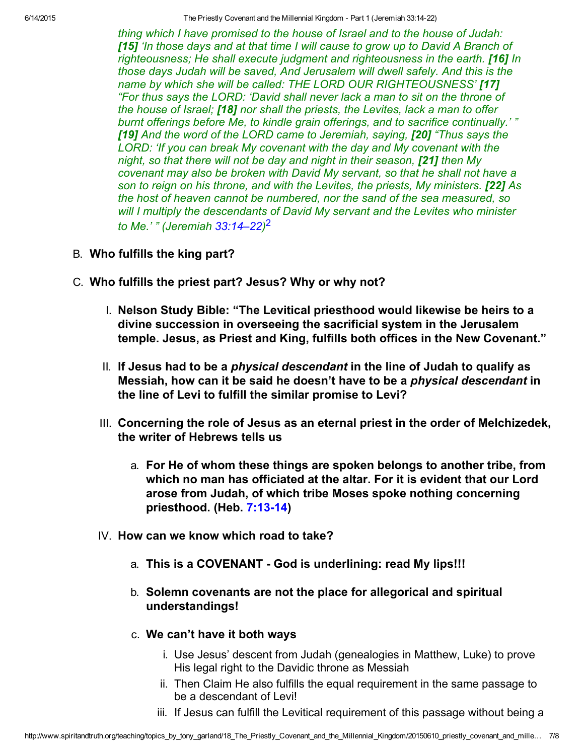*thing which I have promised to the house of Israel and to the house of Judah: **[15]** 'In those days and at that time I will cause to grow up to David A Branch of righteousness; He shall execute judgment and righteousness in the earth. **[16]** In those days Judah will be saved, And Jerusalem will dwell safely. And this is the name by which she will be called: THE LORD OUR RIGHTEOUSNESS' **[17]** "For thus says the LORD: 'David shall never lack a man to sit on the throne of the house of Israel; **[18]** nor shall the priests, the Levites, lack a man to offer burnt offerings before Me, to kindle grain offerings, and to sacrifice continually.' " **[19]** And the word of the LORD came to Jeremiah, saying, **[20]** "Thus says the LORD: 'If you can break My covenant with the day and My covenant with the night, so that there will not be day and night in their season, **[21]** then My covenant may also be broken with David My servant, so that he shall not have a son to reign on his throne, and with the Levites, the priests, My ministers. **[22]** As the host of heaven cannot be numbered, nor the sand of the sea measured, so will I multiply the descendants of David My servant and the Levites who minister to Me.' " (Jeremiah 33:14–22)*[2]

B. **Who fulfills the king part?**

C. **Who fulfills the priest part? Jesus? Why or why not?**

   I. **Nelson Study Bible: "The Levitical priesthood would likewise be heirs to a divine succession in overseeing the sacrificial system in the Jerusalem temple. Jesus, as Priest and King, fulfills both offices in the New Covenant."**

   II. **If Jesus had to be a *physical descendant* in the line of Judah to qualify as Messiah, how can it be said he doesn't have to be a *physical descendant* in the line of Levi to fulfill the similar promise to Levi?**

   III. **Concerning the role of Jesus as an eternal priest in the order of Melchizedek, the writer of Hebrews tells us**

      a. **For He of whom these things are spoken belongs to another tribe, from which no man has officiated at the altar. For it is evident that our Lord arose from Judah, of which tribe Moses spoke nothing concerning priesthood. (Heb. 7:13-14)**

   IV. **How can we know which road to take?**

      a. **This is a COVENANT - God is underlining: read My lips!!!**

      b. **Solemn covenants are not the place for allegorical and spiritual understandings!**

      c. **We can't have it both ways**

         i. Use Jesus' descent from Judah (genealogies in Matthew, Luke) to prove His legal right to the Davidic throne as Messiah

         ii. Then Claim He also fulfills the equal requirement in the same passage to be a descendant of Levi!

         iii. If Jesus can fulfill the Levitical requirement of this passage without being a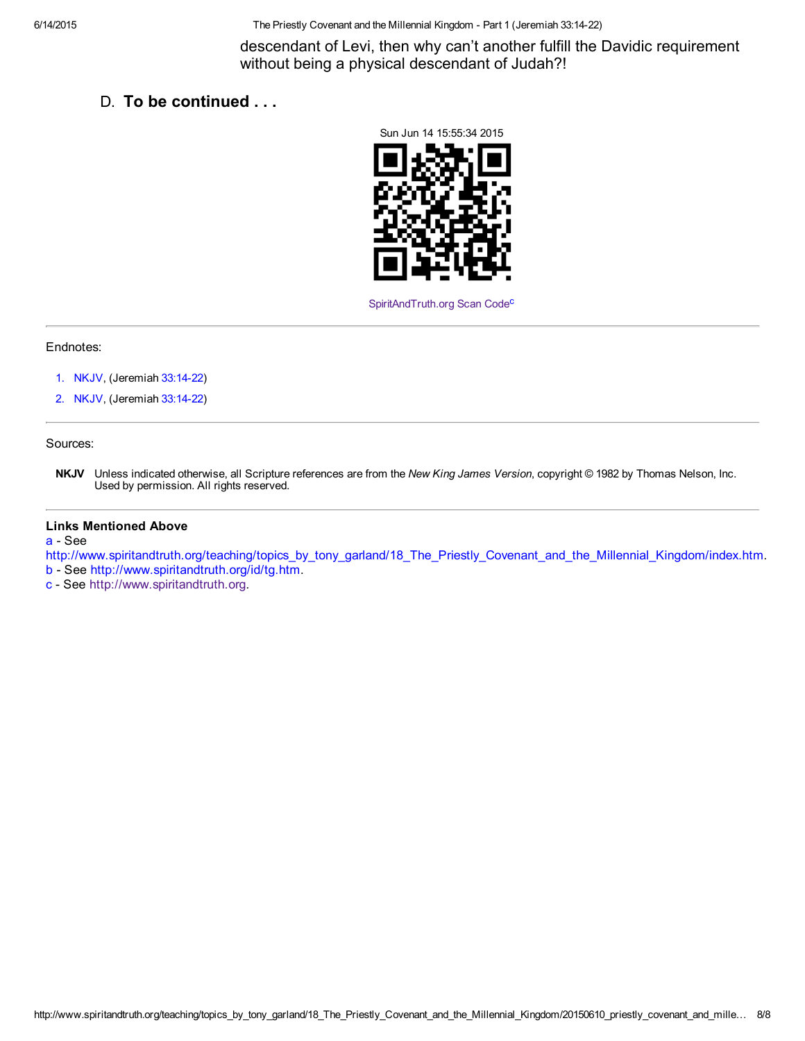descendant of Levi, then why can't another fulfill the Davidic requirement without being a physical descendant of Judah?!

### D. To be continued . . .

Sun Jun 14 15:55:34 2015

SpiritAndTruth.org Scan Code[c]

---

Endnotes:

1. NKJV, (Jeremiah 33:14-22)
2. NKJV, (Jeremiah 33:14-22)

---

Sources:

**NKJV** Unless indicated otherwise, all Scripture references are from the *New King James Version*, copyright © 1982 by Thomas Nelson, Inc. Used by permission. All rights reserved.

---

**Links Mentioned Above**

a - See http://www.spiritandtruth.org/teaching/topics_by_tony_garland/18_The_Priestly_Covenant_and_the_Millennial_Kingdom/index.htm.
b - See http://www.spiritandtruth.org/id/tg.htm.
c - See http://www.spiritandtruth.org.